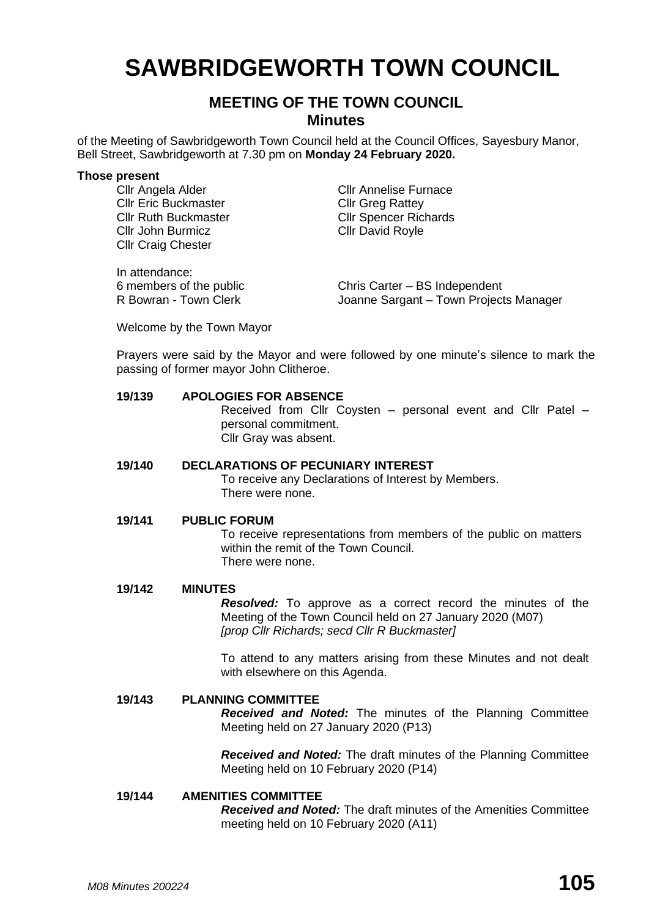# SAWBRIDGEWORTH TOWN COUNCIL

## MEETING OF THE TOWN COUNCIL
### Minutes

of the Meeting of Sawbridgeworth Town Council held at the Council Offices, Sayesbury Manor, Bell Street, Sawbridgeworth at 7.30 pm on **Monday 24 February 2020.**

**Those present**

Cllr Angela Alder
Cllr Eric Buckmaster
Cllr Ruth Buckmaster
Cllr John Burmicz
Cllr Craig Chester
Cllr Annelise Furnace
Cllr Greg Rattey
Cllr Spencer Richards
Cllr David Royle

In attendance:
6 members of the public
R Bowran - Town Clerk
Chris Carter – BS Independent
Joanne Sargant – Town Projects Manager

Welcome by the Town Mayor

Prayers were said by the Mayor and were followed by one minute's silence to mark the passing of former mayor John Clitheroe.

**19/139 APOLOGIES FOR ABSENCE**

Received from Cllr Coysten – personal event and Cllr Patel – personal commitment.
Cllr Gray was absent.

**19/140 DECLARATIONS OF PECUNIARY INTEREST**

To receive any Declarations of Interest by Members.
There were none.

**19/141 PUBLIC FORUM**

To receive representations from members of the public on matters within the remit of the Town Council.
There were none.

**19/142 MINUTES**

***Resolved:*** To approve as a correct record the minutes of the Meeting of the Town Council held on 27 January 2020 (M07)
*[prop Cllr Richards; secd Cllr R Buckmaster]*

To attend to any matters arising from these Minutes and not dealt with elsewhere on this Agenda.

**19/143 PLANNING COMMITTEE**

***Received and Noted:*** The minutes of the Planning Committee Meeting held on 27 January 2020 (P13)

***Received and Noted:*** The draft minutes of the Planning Committee Meeting held on 10 February 2020 (P14)

**19/144 AMENITIES COMMITTEE**

***Received and Noted:*** The draft minutes of the Amenities Committee meeting held on 10 February 2020 (A11)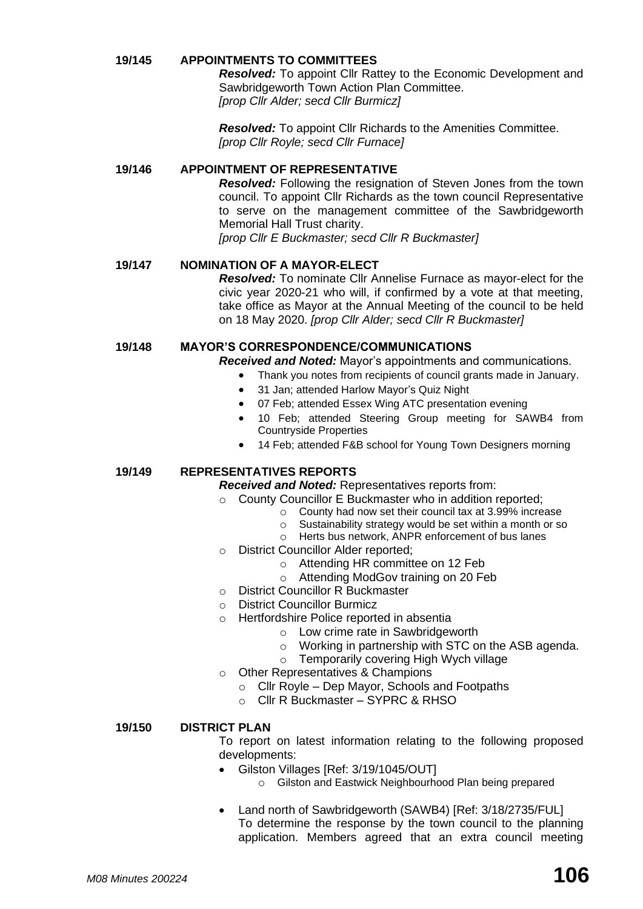## 19/145 APPOINTMENTS TO COMMITTEES

***Resolved:*** To appoint Cllr Rattey to the Economic Development and Sawbridgeworth Town Action Plan Committee.
*[prop Cllr Alder; secd Cllr Burmicz]*

***Resolved:*** To appoint Cllr Richards to the Amenities Committee.
*[prop Cllr Royle; secd Cllr Furnace]*

## 19/146 APPOINTMENT OF REPRESENTATIVE

***Resolved:*** Following the resignation of Steven Jones from the town council. To appoint Cllr Richards as the town council Representative to serve on the management committee of the Sawbridgeworth Memorial Hall Trust charity.
*[prop Cllr E Buckmaster; secd Cllr R Buckmaster]*

## 19/147 NOMINATION OF A MAYOR-ELECT

***Resolved:*** To nominate Cllr Annelise Furnace as mayor-elect for the civic year 2020-21 who will, if confirmed by a vote at that meeting, take office as Mayor at the Annual Meeting of the council to be held on 18 May 2020. *[prop Cllr Alder; secd Cllr R Buckmaster]*

## 19/148 MAYOR'S CORRESPONDENCE/COMMUNICATIONS

***Received and Noted:*** Mayor's appointments and communications.

- Thank you notes from recipients of council grants made in January.
- 31 Jan; attended Harlow Mayor's Quiz Night
- 07 Feb; attended Essex Wing ATC presentation evening
- 10 Feb; attended Steering Group meeting for SAWB4 from Countryside Properties
- 14 Feb; attended F&B school for Young Town Designers morning

## 19/149 REPRESENTATIVES REPORTS

***Received and Noted:*** Representatives reports from:

- County Councillor E Buckmaster who in addition reported;
  - County had now set their council tax at 3.99% increase
  - Sustainability strategy would be set within a month or so
  - Herts bus network, ANPR enforcement of bus lanes
- District Councillor Alder reported;
  - Attending HR committee on 12 Feb
  - Attending ModGov training on 20 Feb
- District Councillor R Buckmaster
- District Councillor Burmicz
- Hertfordshire Police reported in absentia
  - Low crime rate in Sawbridgeworth
  - Working in partnership with STC on the ASB agenda.
  - Temporarily covering High Wych village
- Other Representatives & Champions
  - Cllr Royle – Dep Mayor, Schools and Footpaths
  - Cllr R Buckmaster – SYPRC & RHSO

## 19/150 DISTRICT PLAN

To report on latest information relating to the following proposed developments:

- Gilston Villages [Ref: 3/19/1045/OUT]
  - Gilston and Eastwick Neighbourhood Plan being prepared
- Land north of Sawbridgeworth (SAWB4) [Ref: 3/18/2735/FUL]
  To determine the response by the town council to the planning application. Members agreed that an extra council meeting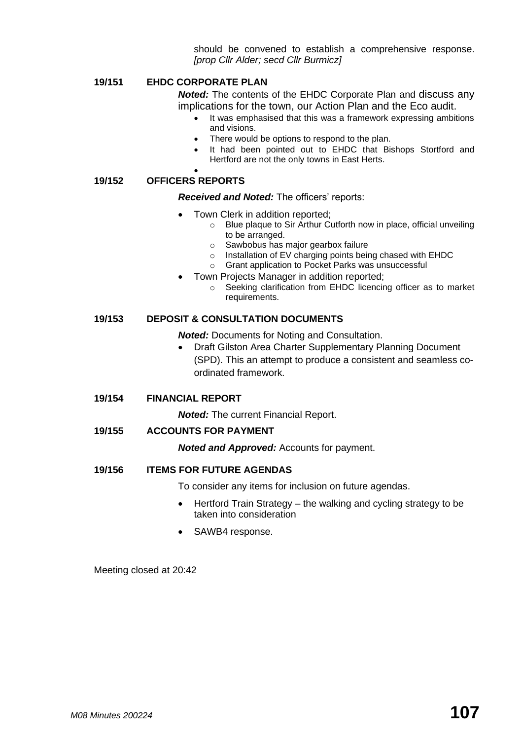should be convened to establish a comprehensive response. *[prop Cllr Alder; secd Cllr Burmicz]*

**19/151 EHDC CORPORATE PLAN**

***Noted:*** The contents of the EHDC Corporate Plan and discuss any implications for the town, our Action Plan and the Eco audit.

- It was emphasised that this was a framework expressing ambitions and visions.
- There would be options to respond to the plan.
- It had been pointed out to EHDC that Bishops Stortford and Hertford are not the only towns in East Herts.

**19/152 OFFICERS REPORTS**

***Received and Noted:*** The officers' reports:

- Town Clerk in addition reported;
  - Blue plaque to Sir Arthur Cutforth now in place, official unveiling to be arranged.
  - Sawbobus has major gearbox failure
  - Installation of EV charging points being chased with EHDC
  - Grant application to Pocket Parks was unsuccessful
- Town Projects Manager in addition reported;
  - Seeking clarification from EHDC licencing officer as to market requirements.

**19/153 DEPOSIT & CONSULTATION DOCUMENTS**

***Noted:*** Documents for Noting and Consultation.

- Draft Gilston Area Charter Supplementary Planning Document (SPD). This an attempt to produce a consistent and seamless co-ordinated framework.

**19/154 FINANCIAL REPORT**

***Noted:*** The current Financial Report.

**19/155 ACCOUNTS FOR PAYMENT**

***Noted and Approved:*** Accounts for payment.

**19/156 ITEMS FOR FUTURE AGENDAS**

To consider any items for inclusion on future agendas.

- Hertford Train Strategy – the walking and cycling strategy to be taken into consideration
- SAWB4 response.

Meeting closed at 20:42